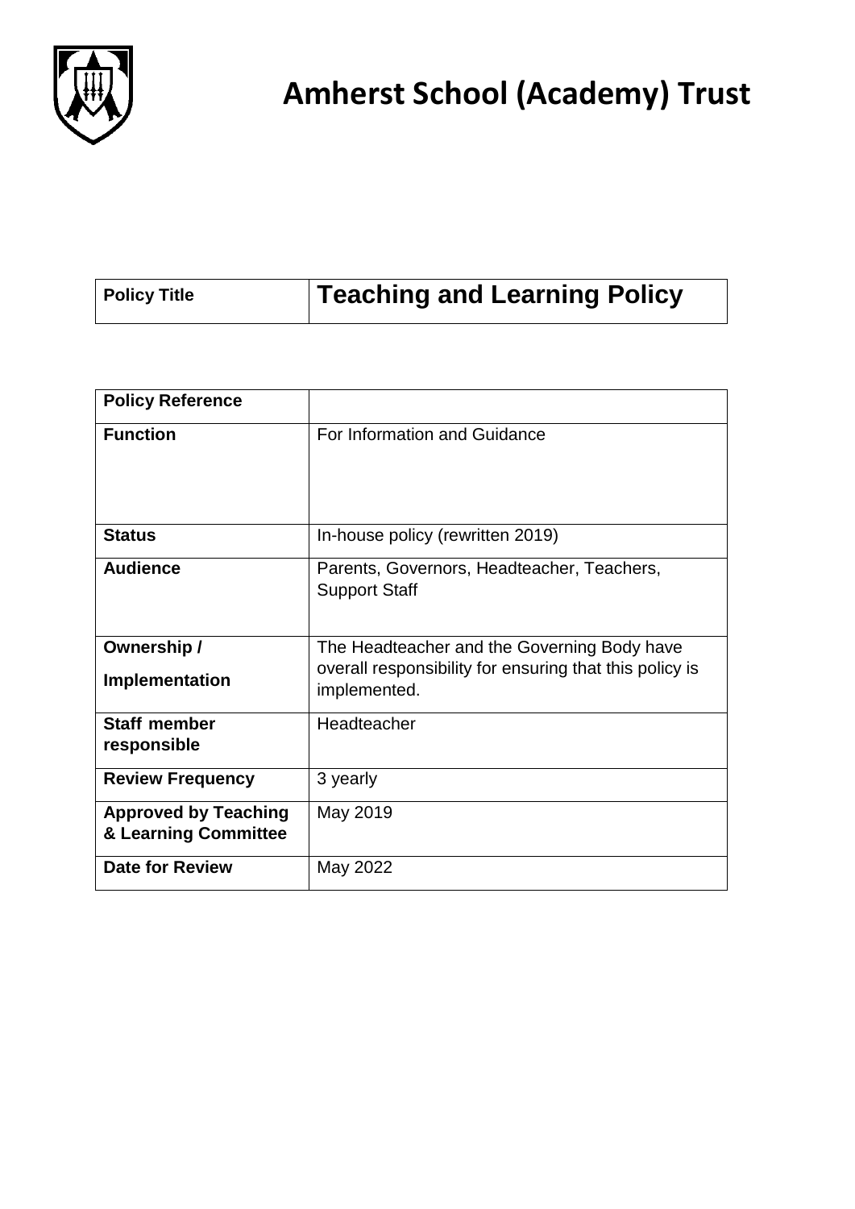# Amherst School (Academy) Trust

| Policy Title | **Teaching and Learning Policy** |
|---|---|

| **Policy Reference** | |
|---|---|
| **Function** | For Information and Guidance |
| **Status** | In-house policy (rewritten 2019) |
| **Audience** | Parents, Governors, Headteacher, Teachers, Support Staff |
| **Ownership / Implementation** | The Headteacher and the Governing Body have overall responsibility for ensuring that this policy is implemented. |
| **Staff member responsible** | Headteacher |
| **Review Frequency** | 3 yearly |
| **Approved by Teaching & Learning Committee** | May 2019 |
| **Date for Review** | May 2022 |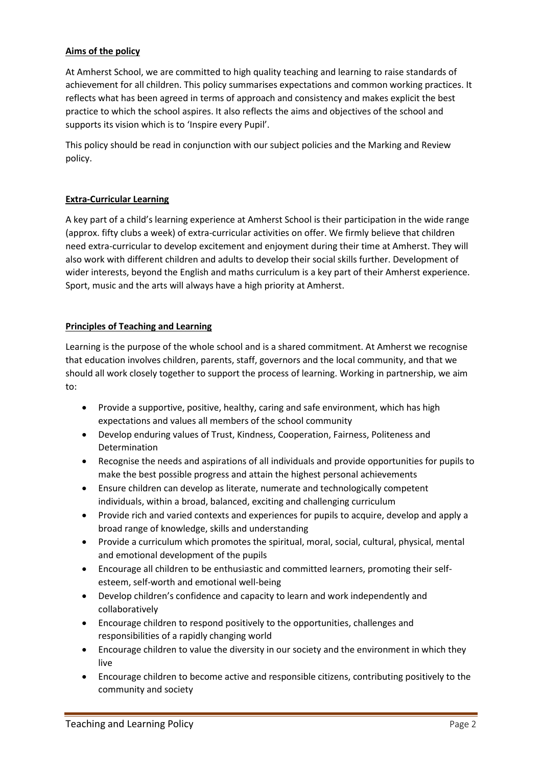## Aims of the policy

At Amherst School, we are committed to high quality teaching and learning to raise standards of achievement for all children. This policy summarises expectations and common working practices. It reflects what has been agreed in terms of approach and consistency and makes explicit the best practice to which the school aspires. It also reflects the aims and objectives of the school and supports its vision which is to 'Inspire every Pupil'.

This policy should be read in conjunction with our subject policies and the Marking and Review policy.

## Extra-Curricular Learning

A key part of a child's learning experience at Amherst School is their participation in the wide range (approx. fifty clubs a week) of extra-curricular activities on offer. We firmly believe that children need extra-curricular to develop excitement and enjoyment during their time at Amherst. They will also work with different children and adults to develop their social skills further. Development of wider interests, beyond the English and maths curriculum is a key part of their Amherst experience. Sport, music and the arts will always have a high priority at Amherst.

## Principles of Teaching and Learning

Learning is the purpose of the whole school and is a shared commitment. At Amherst we recognise that education involves children, parents, staff, governors and the local community, and that we should all work closely together to support the process of learning. Working in partnership, we aim to:

- Provide a supportive, positive, healthy, caring and safe environment, which has high expectations and values all members of the school community
- Develop enduring values of Trust, Kindness, Cooperation, Fairness, Politeness and Determination
- Recognise the needs and aspirations of all individuals and provide opportunities for pupils to make the best possible progress and attain the highest personal achievements
- Ensure children can develop as literate, numerate and technologically competent individuals, within a broad, balanced, exciting and challenging curriculum
- Provide rich and varied contexts and experiences for pupils to acquire, develop and apply a broad range of knowledge, skills and understanding
- Provide a curriculum which promotes the spiritual, moral, social, cultural, physical, mental and emotional development of the pupils
- Encourage all children to be enthusiastic and committed learners, promoting their self-esteem, self-worth and emotional well-being
- Develop children's confidence and capacity to learn and work independently and collaboratively
- Encourage children to respond positively to the opportunities, challenges and responsibilities of a rapidly changing world
- Encourage children to value the diversity in our society and the environment in which they live
- Encourage children to become active and responsible citizens, contributing positively to the community and society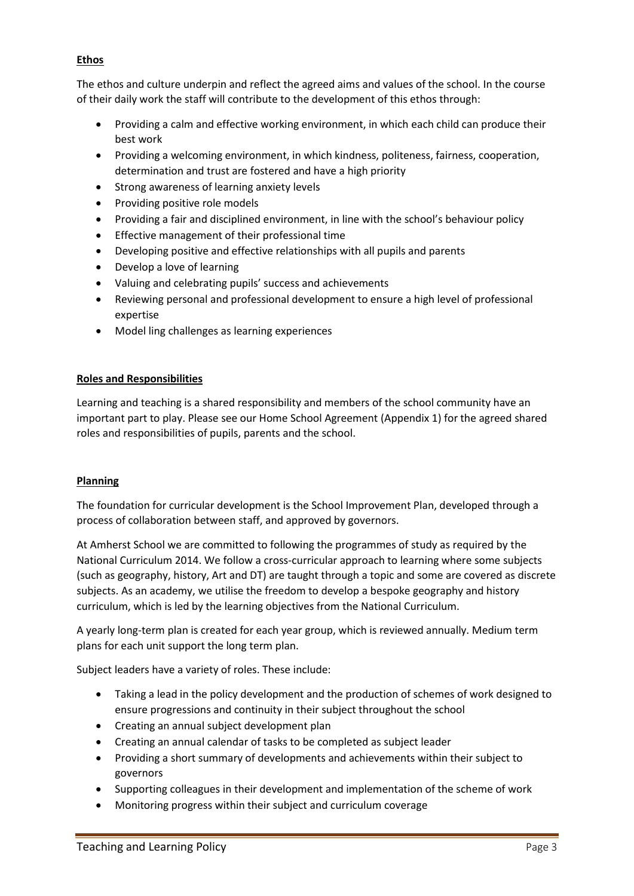## Ethos

The ethos and culture underpin and reflect the agreed aims and values of the school. In the course of their daily work the staff will contribute to the development of this ethos through:

- Providing a calm and effective working environment, in which each child can produce their best work
- Providing a welcoming environment, in which kindness, politeness, fairness, cooperation, determination and trust are fostered and have a high priority
- Strong awareness of learning anxiety levels
- Providing positive role models
- Providing a fair and disciplined environment, in line with the school's behaviour policy
- Effective management of their professional time
- Developing positive and effective relationships with all pupils and parents
- Develop a love of learning
- Valuing and celebrating pupils' success and achievements
- Reviewing personal and professional development to ensure a high level of professional expertise
- Model ling challenges as learning experiences

## Roles and Responsibilities

Learning and teaching is a shared responsibility and members of the school community have an important part to play. Please see our Home School Agreement (Appendix 1) for the agreed shared roles and responsibilities of pupils, parents and the school.

## Planning

The foundation for curricular development is the School Improvement Plan, developed through a process of collaboration between staff, and approved by governors.

At Amherst School we are committed to following the programmes of study as required by the National Curriculum 2014. We follow a cross-curricular approach to learning where some subjects (such as geography, history, Art and DT) are taught through a topic and some are covered as discrete subjects. As an academy, we utilise the freedom to develop a bespoke geography and history curriculum, which is led by the learning objectives from the National Curriculum.

A yearly long-term plan is created for each year group, which is reviewed annually. Medium term plans for each unit support the long term plan.

Subject leaders have a variety of roles. These include:

- Taking a lead in the policy development and the production of schemes of work designed to ensure progressions and continuity in their subject throughout the school
- Creating an annual subject development plan
- Creating an annual calendar of tasks to be completed as subject leader
- Providing a short summary of developments and achievements within their subject to governors
- Supporting colleagues in their development and implementation of the scheme of work
- Monitoring progress within their subject and curriculum coverage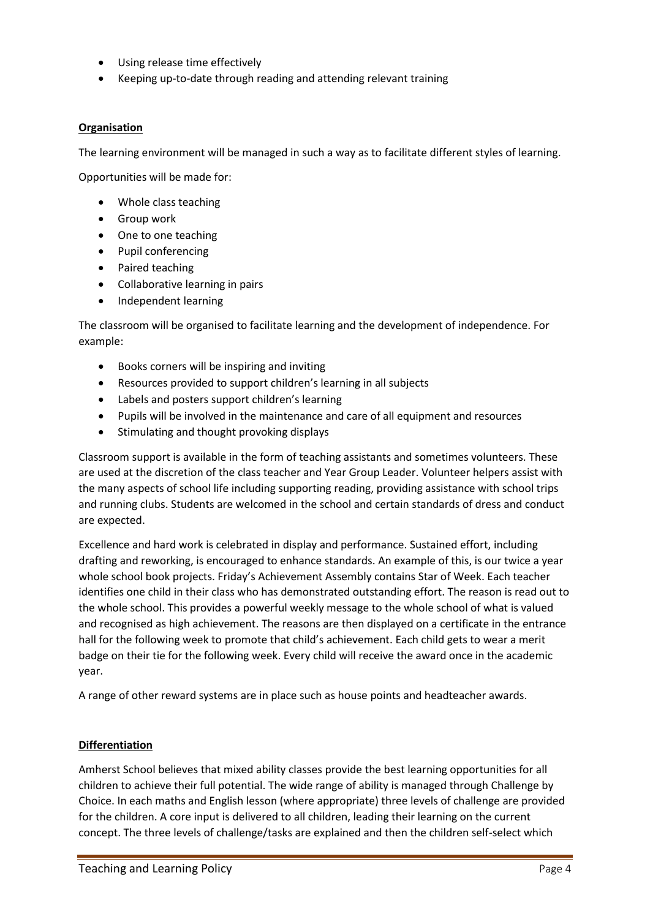- Using release time effectively
- Keeping up-to-date through reading and attending relevant training

**Organisation**

The learning environment will be managed in such a way as to facilitate different styles of learning.

Opportunities will be made for:

- Whole class teaching
- Group work
- One to one teaching
- Pupil conferencing
- Paired teaching
- Collaborative learning in pairs
- Independent learning

The classroom will be organised to facilitate learning and the development of independence. For example:

- Books corners will be inspiring and inviting
- Resources provided to support children's learning in all subjects
- Labels and posters support children's learning
- Pupils will be involved in the maintenance and care of all equipment and resources
- Stimulating and thought provoking displays

Classroom support is available in the form of teaching assistants and sometimes volunteers. These are used at the discretion of the class teacher and Year Group Leader. Volunteer helpers assist with the many aspects of school life including supporting reading, providing assistance with school trips and running clubs. Students are welcomed in the school and certain standards of dress and conduct are expected.

Excellence and hard work is celebrated in display and performance. Sustained effort, including drafting and reworking, is encouraged to enhance standards. An example of this, is our twice a year whole school book projects. Friday's Achievement Assembly contains Star of Week. Each teacher identifies one child in their class who has demonstrated outstanding effort. The reason is read out to the whole school. This provides a powerful weekly message to the whole school of what is valued and recognised as high achievement. The reasons are then displayed on a certificate in the entrance hall for the following week to promote that child's achievement. Each child gets to wear a merit badge on their tie for the following week. Every child will receive the award once in the academic year.

A range of other reward systems are in place such as house points and headteacher awards.

**Differentiation**

Amherst School believes that mixed ability classes provide the best learning opportunities for all children to achieve their full potential. The wide range of ability is managed through Challenge by Choice. In each maths and English lesson (where appropriate) three levels of challenge are provided for the children. A core input is delivered to all children, leading their learning on the current concept. The three levels of challenge/tasks are explained and then the children self-select which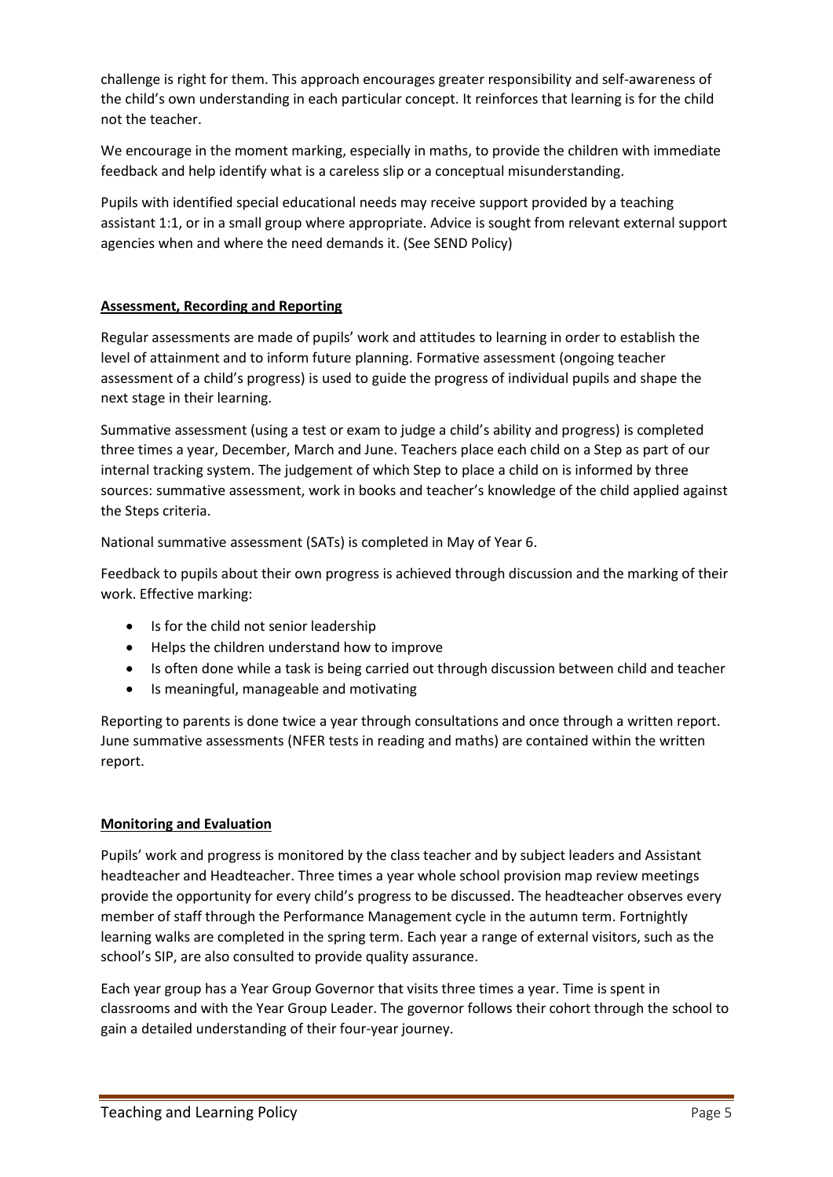challenge is right for them. This approach encourages greater responsibility and self-awareness of the child's own understanding in each particular concept. It reinforces that learning is for the child not the teacher.

We encourage in the moment marking, especially in maths, to provide the children with immediate feedback and help identify what is a careless slip or a conceptual misunderstanding.

Pupils with identified special educational needs may receive support provided by a teaching assistant 1:1, or in a small group where appropriate. Advice is sought from relevant external support agencies when and where the need demands it. (See SEND Policy)

## Assessment, Recording and Reporting

Regular assessments are made of pupils' work and attitudes to learning in order to establish the level of attainment and to inform future planning. Formative assessment (ongoing teacher assessment of a child's progress) is used to guide the progress of individual pupils and shape the next stage in their learning.

Summative assessment (using a test or exam to judge a child's ability and progress) is completed three times a year, December, March and June. Teachers place each child on a Step as part of our internal tracking system. The judgement of which Step to place a child on is informed by three sources: summative assessment, work in books and teacher's knowledge of the child applied against the Steps criteria.

National summative assessment (SATs) is completed in May of Year 6.

Feedback to pupils about their own progress is achieved through discussion and the marking of their work. Effective marking:

- Is for the child not senior leadership
- Helps the children understand how to improve
- Is often done while a task is being carried out through discussion between child and teacher
- Is meaningful, manageable and motivating

Reporting to parents is done twice a year through consultations and once through a written report. June summative assessments (NFER tests in reading and maths) are contained within the written report.

## Monitoring and Evaluation

Pupils' work and progress is monitored by the class teacher and by subject leaders and Assistant headteacher and Headteacher. Three times a year whole school provision map review meetings provide the opportunity for every child's progress to be discussed. The headteacher observes every member of staff through the Performance Management cycle in the autumn term. Fortnightly learning walks are completed in the spring term. Each year a range of external visitors, such as the school's SIP, are also consulted to provide quality assurance.

Each year group has a Year Group Governor that visits three times a year. Time is spent in classrooms and with the Year Group Leader. The governor follows their cohort through the school to gain a detailed understanding of their four-year journey.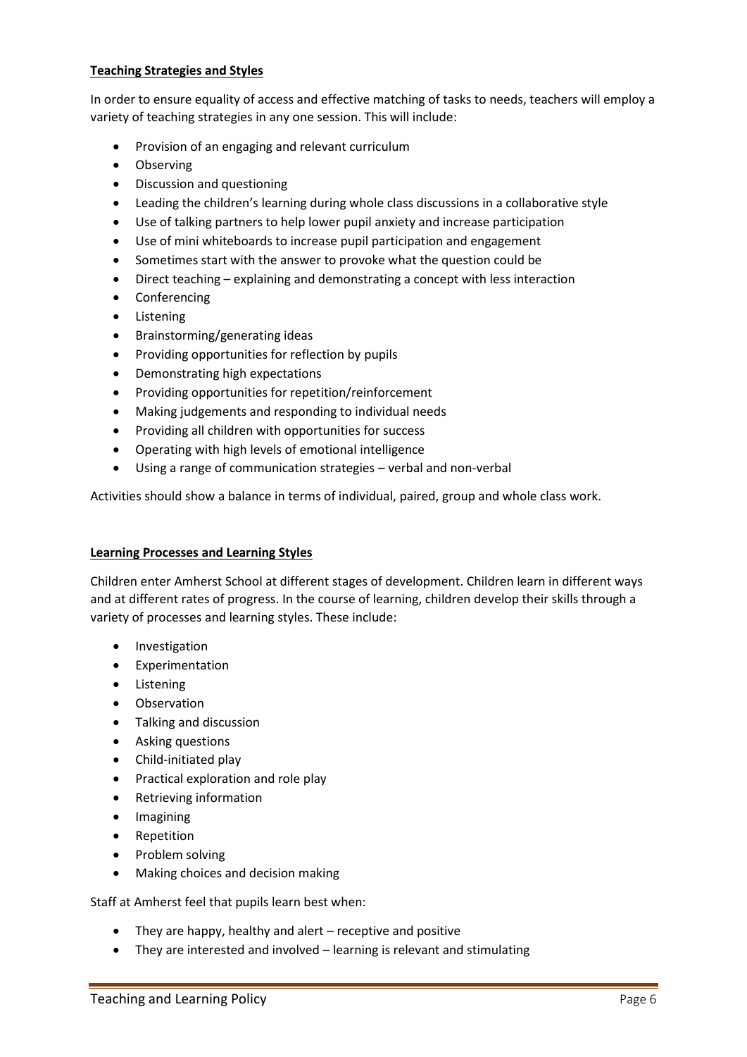**Teaching Strategies and Styles**

In order to ensure equality of access and effective matching of tasks to needs, teachers will employ a variety of teaching strategies in any one session. This will include:

- Provision of an engaging and relevant curriculum
- Observing
- Discussion and questioning
- Leading the children's learning during whole class discussions in a collaborative style
- Use of talking partners to help lower pupil anxiety and increase participation
- Use of mini whiteboards to increase pupil participation and engagement
- Sometimes start with the answer to provoke what the question could be
- Direct teaching – explaining and demonstrating a concept with less interaction
- Conferencing
- Listening
- Brainstorming/generating ideas
- Providing opportunities for reflection by pupils
- Demonstrating high expectations
- Providing opportunities for repetition/reinforcement
- Making judgements and responding to individual needs
- Providing all children with opportunities for success
- Operating with high levels of emotional intelligence
- Using a range of communication strategies – verbal and non-verbal

Activities should show a balance in terms of individual, paired, group and whole class work.

**Learning Processes and Learning Styles**

Children enter Amherst School at different stages of development. Children learn in different ways and at different rates of progress. In the course of learning, children develop their skills through a variety of processes and learning styles. These include:

- Investigation
- Experimentation
- Listening
- Observation
- Talking and discussion
- Asking questions
- Child-initiated play
- Practical exploration and role play
- Retrieving information
- Imagining
- Repetition
- Problem solving
- Making choices and decision making

Staff at Amherst feel that pupils learn best when:

- They are happy, healthy and alert – receptive and positive
- They are interested and involved – learning is relevant and stimulating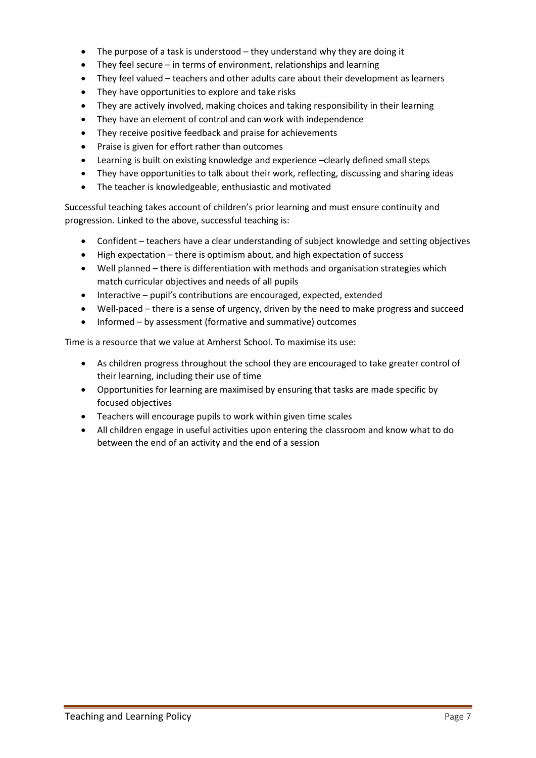- The purpose of a task is understood – they understand why they are doing it
- They feel secure – in terms of environment, relationships and learning
- They feel valued – teachers and other adults care about their development as learners
- They have opportunities to explore and take risks
- They are actively involved, making choices and taking responsibility in their learning
- They have an element of control and can work with independence
- They receive positive feedback and praise for achievements
- Praise is given for effort rather than outcomes
- Learning is built on existing knowledge and experience –clearly defined small steps
- They have opportunities to talk about their work, reflecting, discussing and sharing ideas
- The teacher is knowledgeable, enthusiastic and motivated

Successful teaching takes account of children's prior learning and must ensure continuity and progression. Linked to the above, successful teaching is:

- Confident – teachers have a clear understanding of subject knowledge and setting objectives
- High expectation – there is optimism about, and high expectation of success
- Well planned – there is differentiation with methods and organisation strategies which match curricular objectives and needs of all pupils
- Interactive – pupil's contributions are encouraged, expected, extended
- Well-paced – there is a sense of urgency, driven by the need to make progress and succeed
- Informed – by assessment (formative and summative) outcomes

Time is a resource that we value at Amherst School. To maximise its use:

- As children progress throughout the school they are encouraged to take greater control of their learning, including their use of time
- Opportunities for learning are maximised by ensuring that tasks are made specific by focused objectives
- Teachers will encourage pupils to work within given time scales
- All children engage in useful activities upon entering the classroom and know what to do between the end of an activity and the end of a session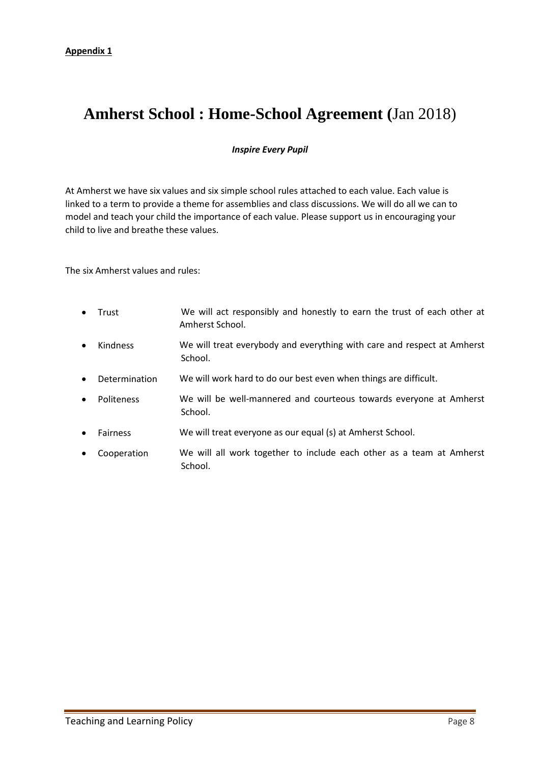**Appendix 1**

# Amherst School : Home-School Agreement (Jan 2018)

***Inspire Every Pupil***

At Amherst we have six values and six simple school rules attached to each value. Each value is linked to a term to provide a theme for assemblies and class discussions. We will do all we can to model and teach your child the importance of each value. Please support us in encouraging your child to live and breathe these values.

The six Amherst values and rules:

- Trust — We will act responsibly and honestly to earn the trust of each other at Amherst School.
- Kindness — We will treat everybody and everything with care and respect at Amherst School.
- Determination — We will work hard to do our best even when things are difficult.
- Politeness — We will be well-mannered and courteous towards everyone at Amherst School.
- Fairness — We will treat everyone as our equal (s) at Amherst School.
- Cooperation — We will all work together to include each other as a team at Amherst School.